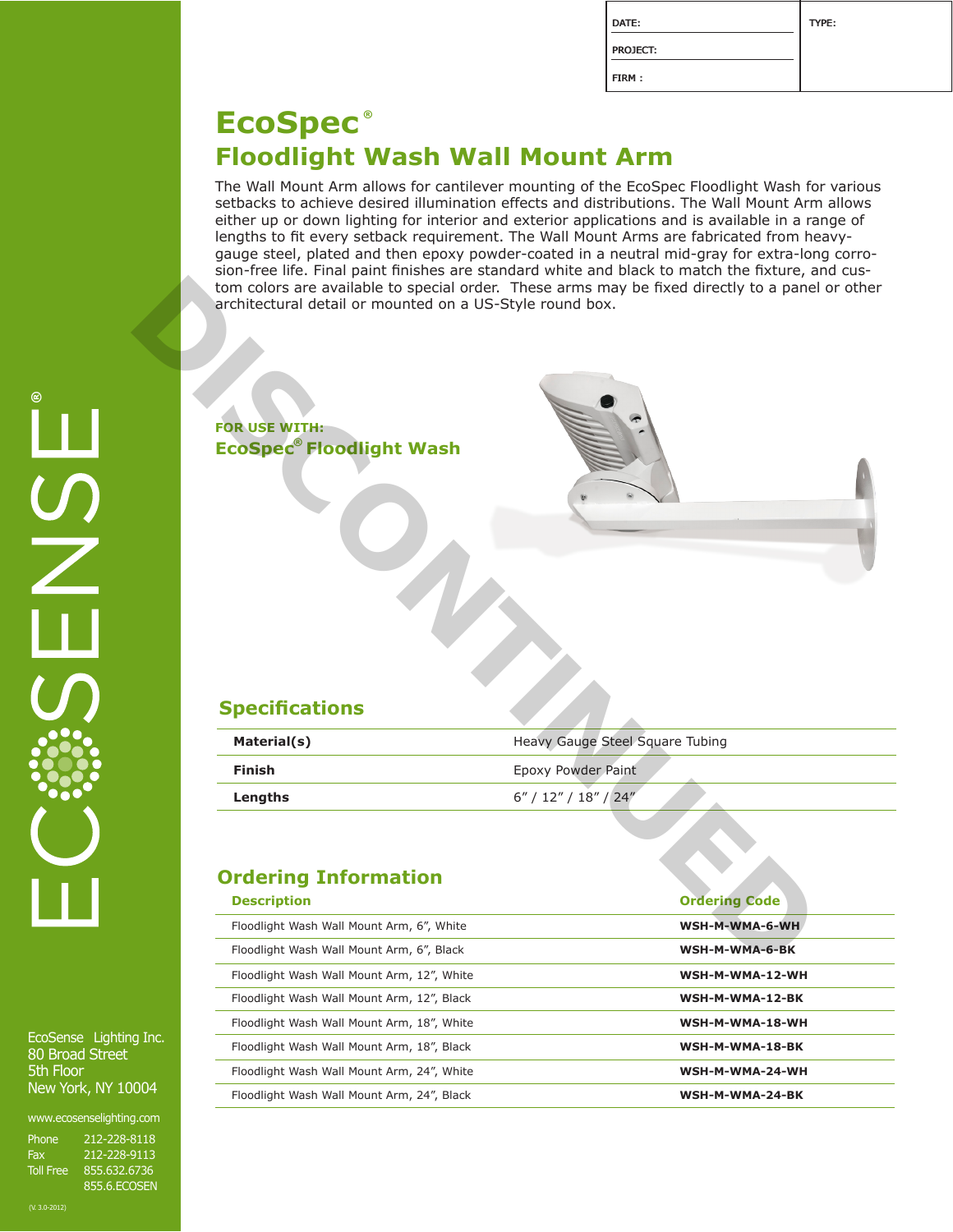| DATE: | TYPE: |
| --- | --- |
| PROJECT: | |
| FIRM : | |

# EcoSpec®

## Floodlight Wash Wall Mount Arm

The Wall Mount Arm allows for cantilever mounting of the EcoSpec Floodlight Wash for various setbacks to achieve desired illumination effects and distributions. The Wall Mount Arm allows either up or down lighting for interior and exterior applications and is available in a range of lengths to fit every setback requirement. The Wall Mount Arms are fabricated from heavy-gauge steel, plated and then epoxy powder-coated in a neutral mid-gray for extra-long corrosion-free life. Final paint finishes are standard white and black to match the fixture, and custom colors are available to special order. These arms may be fixed directly to a panel or other architectural detail or mounted on a US-Style round box.

DISCONTINUED

**FOR USE WITH:**

**EcoSpec® Floodlight Wash**

## Specifications

| | |
| --- | --- |
| **Material(s)** | Heavy Gauge Steel Square Tubing |
| **Finish** | Epoxy Powder Paint |
| **Lengths** | 6" / 12" / 18" / 24" |

## Ordering Information

| Description | Ordering Code |
| --- | --- |
| Floodlight Wash Wall Mount Arm, 6", White | **WSH-M-WMA-6-WH** |
| Floodlight Wash Wall Mount Arm, 6", Black | **WSH-M-WMA-6-BK** |
| Floodlight Wash Wall Mount Arm, 12", White | **WSH-M-WMA-12-WH** |
| Floodlight Wash Wall Mount Arm, 12", Black | **WSH-M-WMA-12-BK** |
| Floodlight Wash Wall Mount Arm, 18", White | **WSH-M-WMA-18-WH** |
| Floodlight Wash Wall Mount Arm, 18", Black | **WSH-M-WMA-18-BK** |
| Floodlight Wash Wall Mount Arm, 24", White | **WSH-M-WMA-24-WH** |
| Floodlight Wash Wall Mount Arm, 24", Black | **WSH-M-WMA-24-BK** |

ECOSENSE®

EcoSense Lighting Inc.
80 Broad Street
5th Floor
New York, NY 10004

www.ecosenselighting.com

Phone 212-228-8118
Fax 212-228-9113
Toll Free 855.632.6736
855.6.ECOSEN

(V. 3.0-2012)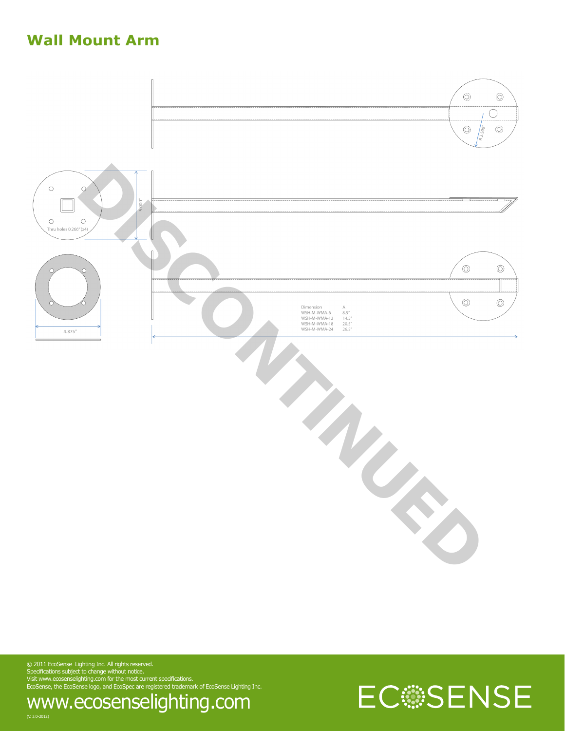## Wall Mount Arm

DISCONTINUED

R 2.500"

5.000"

Thru holes 0.266" (x4)

4.875"

| Dimension | A |
|---|---|
| WSH-M-WMA-6 | 8.5" |
| WSH-M-WMA-12 | 14.5" |
| WSH-M-WMA-18 | 20.5" |
| WSH-M-WMA-24 | 26.5" |

© 2011 EcoSense Lighting Inc. All rights reserved.
Specifications subject to change without notice.
Visit www.ecosenselighting.com for the most current specifications.
EcoSense, the EcoSense logo, and EcoSpec are registered trademark of EcoSense Lighting Inc.

www.ecosenselighting.com

(V. 3.0-2012)

ECOSENSE